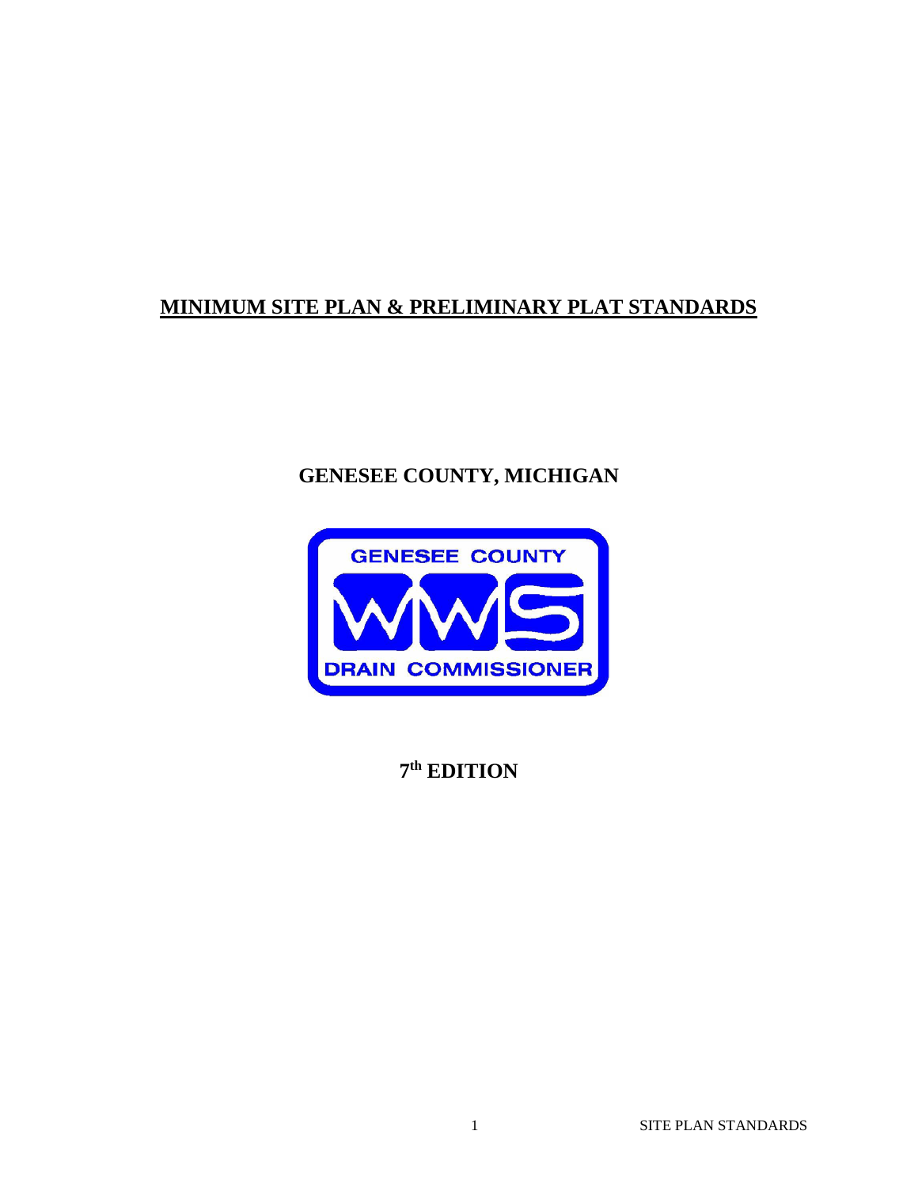# MINIMUM SITE PLAN & PRELIMINARY PLAT STANDARDS

## GENESEE COUNTY, MICHIGAN

GENESEE COUNTY

WWS

DRAIN COMMISSIONER

## 7th EDITION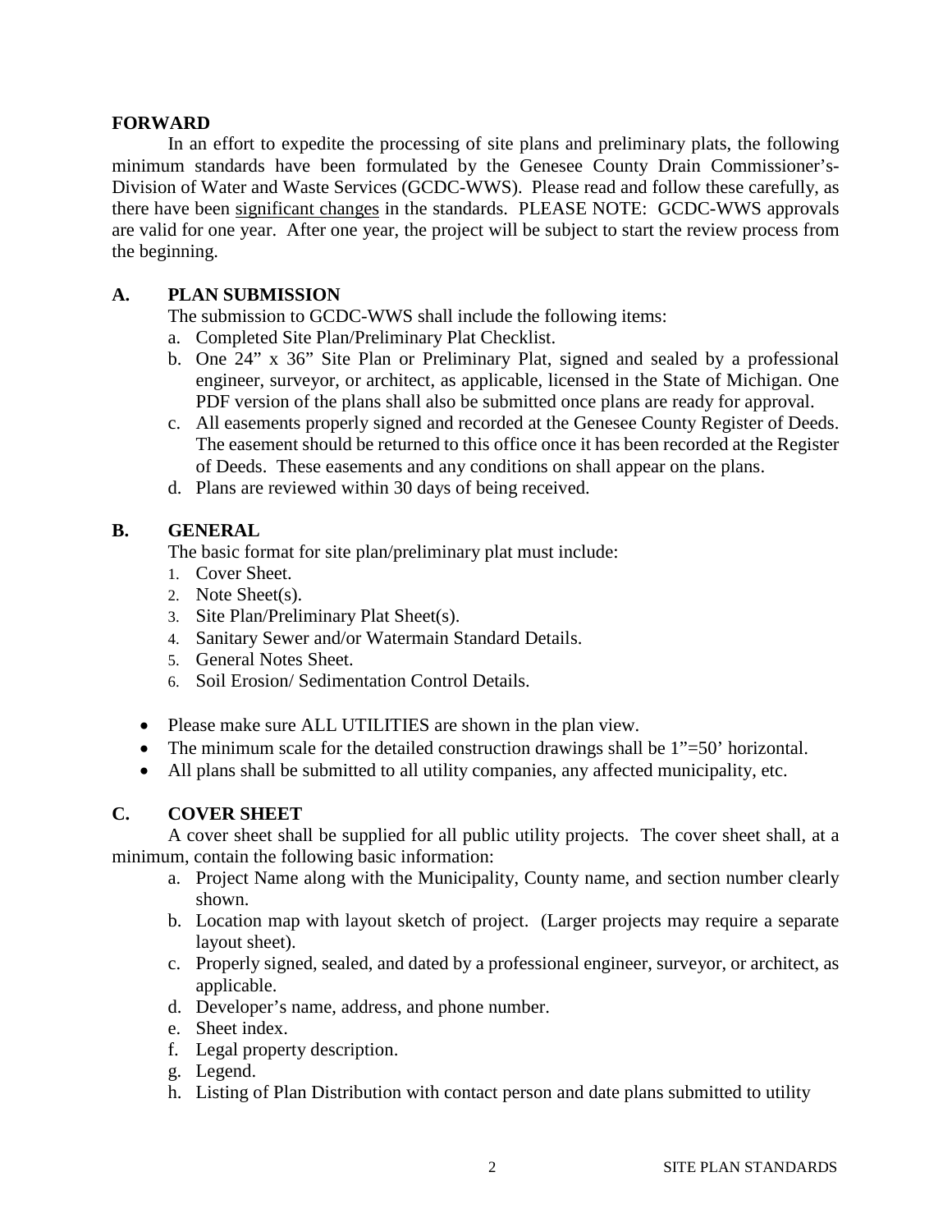## FORWARD

In an effort to expedite the processing of site plans and preliminary plats, the following minimum standards have been formulated by the Genesee County Drain Commissioner's-Division of Water and Waste Services (GCDC-WWS). Please read and follow these carefully, as there have been <u>significant changes</u> in the standards. PLEASE NOTE: GCDC-WWS approvals are valid for one year. After one year, the project will be subject to start the review process from the beginning.

## A. PLAN SUBMISSION

The submission to GCDC-WWS shall include the following items:

a. Completed Site Plan/Preliminary Plat Checklist.
b. One 24" x 36" Site Plan or Preliminary Plat, signed and sealed by a professional engineer, surveyor, or architect, as applicable, licensed in the State of Michigan. One PDF version of the plans shall also be submitted once plans are ready for approval.
c. All easements properly signed and recorded at the Genesee County Register of Deeds. The easement should be returned to this office once it has been recorded at the Register of Deeds. These easements and any conditions on shall appear on the plans.
d. Plans are reviewed within 30 days of being received.

## B. GENERAL

The basic format for site plan/preliminary plat must include:

1. Cover Sheet.
2. Note Sheet(s).
3. Site Plan/Preliminary Plat Sheet(s).
4. Sanitary Sewer and/or Watermain Standard Details.
5. General Notes Sheet.
6. Soil Erosion/ Sedimentation Control Details.

- Please make sure ALL UTILITIES are shown in the plan view.
- The minimum scale for the detailed construction drawings shall be 1"=50' horizontal.
- All plans shall be submitted to all utility companies, any affected municipality, etc.

## C. COVER SHEET

A cover sheet shall be supplied for all public utility projects. The cover sheet shall, at a minimum, contain the following basic information:

a. Project Name along with the Municipality, County name, and section number clearly shown.
b. Location map with layout sketch of project. (Larger projects may require a separate layout sheet).
c. Properly signed, sealed, and dated by a professional engineer, surveyor, or architect, as applicable.
d. Developer's name, address, and phone number.
e. Sheet index.
f. Legal property description.
g. Legend.
h. Listing of Plan Distribution with contact person and date plans submitted to utility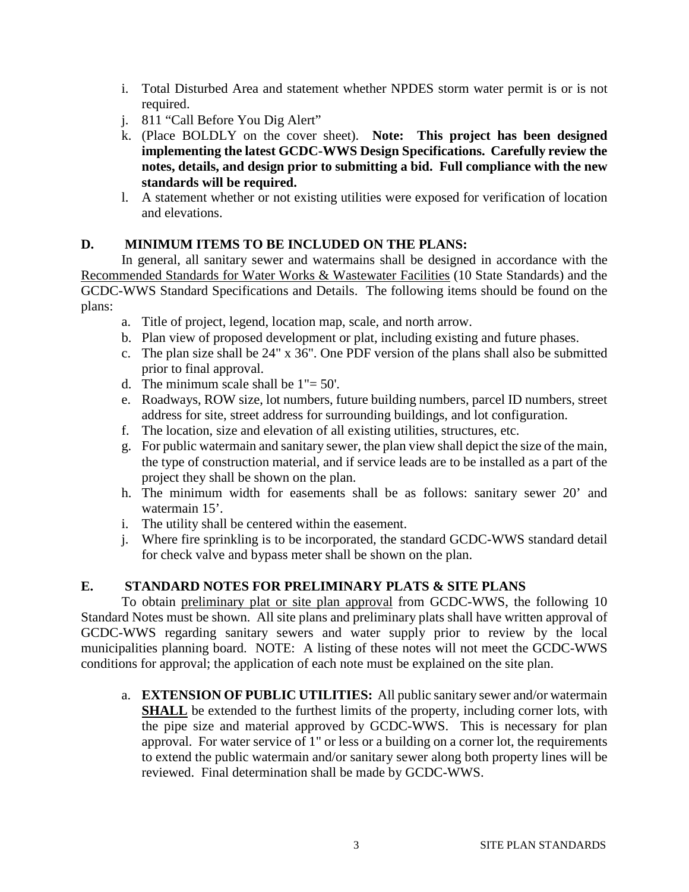i. Total Disturbed Area and statement whether NPDES storm water permit is or is not required.
j. 811 "Call Before You Dig Alert"
k. (Place BOLDLY on the cover sheet). **Note: This project has been designed implementing the latest GCDC-WWS Design Specifications. Carefully review the notes, details, and design prior to submitting a bid. Full compliance with the new standards will be required.**
l. A statement whether or not existing utilities were exposed for verification of location and elevations.

## D. MINIMUM ITEMS TO BE INCLUDED ON THE PLANS:

In general, all sanitary sewer and watermains shall be designed in accordance with the <u>Recommended Standards for Water Works & Wastewater Facilities</u> (10 State Standards) and the GCDC-WWS Standard Specifications and Details. The following items should be found on the plans:

a. Title of project, legend, location map, scale, and north arrow.
b. Plan view of proposed development or plat, including existing and future phases.
c. The plan size shall be 24" x 36". One PDF version of the plans shall also be submitted prior to final approval.
d. The minimum scale shall be 1"= 50'.
e. Roadways, ROW size, lot numbers, future building numbers, parcel ID numbers, street address for site, street address for surrounding buildings, and lot configuration.
f. The location, size and elevation of all existing utilities, structures, etc.
g. For public watermain and sanitary sewer, the plan view shall depict the size of the main, the type of construction material, and if service leads are to be installed as a part of the project they shall be shown on the plan.
h. The minimum width for easements shall be as follows: sanitary sewer 20' and watermain 15'.
i. The utility shall be centered within the easement.
j. Where fire sprinkling is to be incorporated, the standard GCDC-WWS standard detail for check valve and bypass meter shall be shown on the plan.

## E. STANDARD NOTES FOR PRELIMINARY PLATS & SITE PLANS

To obtain <u>preliminary plat or site plan approval</u> from GCDC-WWS, the following 10 Standard Notes must be shown. All site plans and preliminary plats shall have written approval of GCDC-WWS regarding sanitary sewers and water supply prior to review by the local municipalities planning board. NOTE: A listing of these notes will not meet the GCDC-WWS conditions for approval; the application of each note must be explained on the site plan.

a. **EXTENSION OF PUBLIC UTILITIES:** All public sanitary sewer and/or watermain **<u>SHALL</u>** be extended to the furthest limits of the property, including corner lots, with the pipe size and material approved by GCDC-WWS. This is necessary for plan approval. For water service of 1" or less or a building on a corner lot, the requirements to extend the public watermain and/or sanitary sewer along both property lines will be reviewed. Final determination shall be made by GCDC-WWS.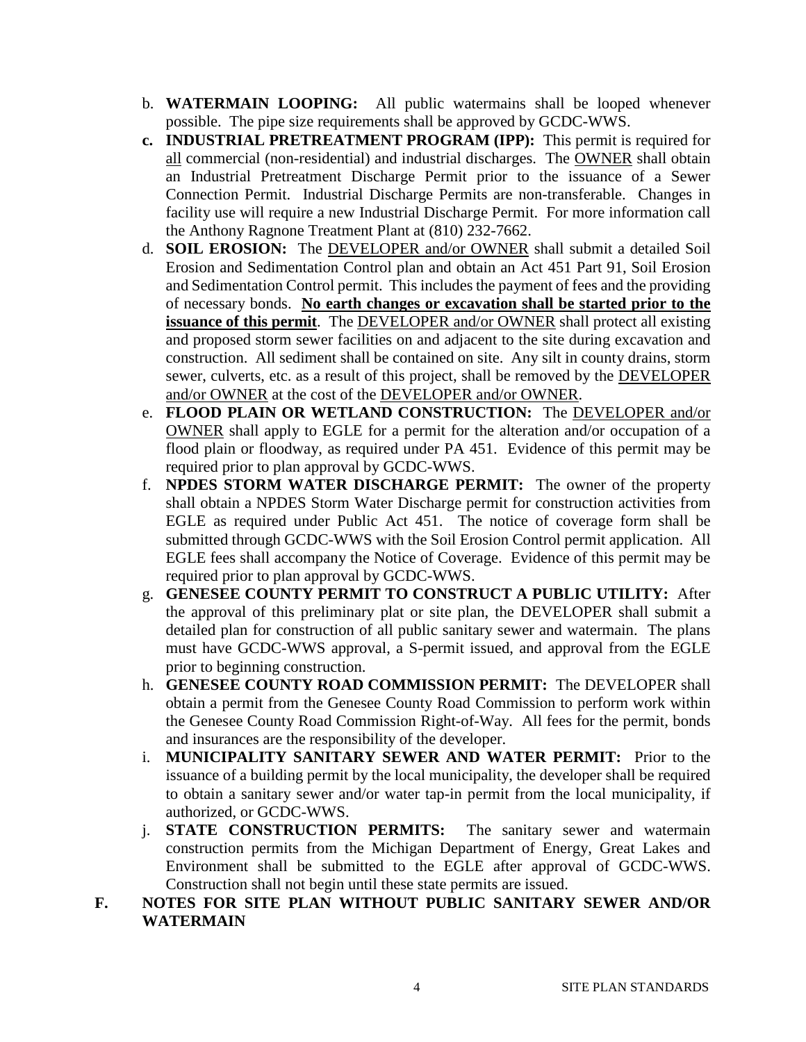b. **WATERMAIN LOOPING:** All public watermains shall be looped whenever possible. The pipe size requirements shall be approved by GCDC-WWS.

c. **INDUSTRIAL PRETREATMENT PROGRAM (IPP):** This permit is required for all commercial (non-residential) and industrial discharges. The OWNER shall obtain an Industrial Pretreatment Discharge Permit prior to the issuance of a Sewer Connection Permit. Industrial Discharge Permits are non-transferable. Changes in facility use will require a new Industrial Discharge Permit. For more information call the Anthony Ragnone Treatment Plant at (810) 232-7662.

d. **SOIL EROSION:** The DEVELOPER and/or OWNER shall submit a detailed Soil Erosion and Sedimentation Control plan and obtain an Act 451 Part 91, Soil Erosion and Sedimentation Control permit. This includes the payment of fees and the providing of necessary bonds. **No earth changes or excavation shall be started prior to the issuance of this permit**. The DEVELOPER and/or OWNER shall protect all existing and proposed storm sewer facilities on and adjacent to the site during excavation and construction. All sediment shall be contained on site. Any silt in county drains, storm sewer, culverts, etc. as a result of this project, shall be removed by the DEVELOPER and/or OWNER at the cost of the DEVELOPER and/or OWNER.

e. **FLOOD PLAIN OR WETLAND CONSTRUCTION:** The DEVELOPER and/or OWNER shall apply to EGLE for a permit for the alteration and/or occupation of a flood plain or floodway, as required under PA 451. Evidence of this permit may be required prior to plan approval by GCDC-WWS.

f. **NPDES STORM WATER DISCHARGE PERMIT:** The owner of the property shall obtain a NPDES Storm Water Discharge permit for construction activities from EGLE as required under Public Act 451. The notice of coverage form shall be submitted through GCDC-WWS with the Soil Erosion Control permit application. All EGLE fees shall accompany the Notice of Coverage. Evidence of this permit may be required prior to plan approval by GCDC-WWS.

g. **GENESEE COUNTY PERMIT TO CONSTRUCT A PUBLIC UTILITY:** After the approval of this preliminary plat or site plan, the DEVELOPER shall submit a detailed plan for construction of all public sanitary sewer and watermain. The plans must have GCDC-WWS approval, a S-permit issued, and approval from the EGLE prior to beginning construction.

h. **GENESEE COUNTY ROAD COMMISSION PERMIT:** The DEVELOPER shall obtain a permit from the Genesee County Road Commission to perform work within the Genesee County Road Commission Right-of-Way. All fees for the permit, bonds and insurances are the responsibility of the developer.

i. **MUNICIPALITY SANITARY SEWER AND WATER PERMIT:** Prior to the issuance of a building permit by the local municipality, the developer shall be required to obtain a sanitary sewer and/or water tap-in permit from the local municipality, if authorized, or GCDC-WWS.

j. **STATE CONSTRUCTION PERMITS:** The sanitary sewer and watermain construction permits from the Michigan Department of Energy, Great Lakes and Environment shall be submitted to the EGLE after approval of GCDC-WWS. Construction shall not begin until these state permits are issued.

## F. NOTES FOR SITE PLAN WITHOUT PUBLIC SANITARY SEWER AND/OR WATERMAIN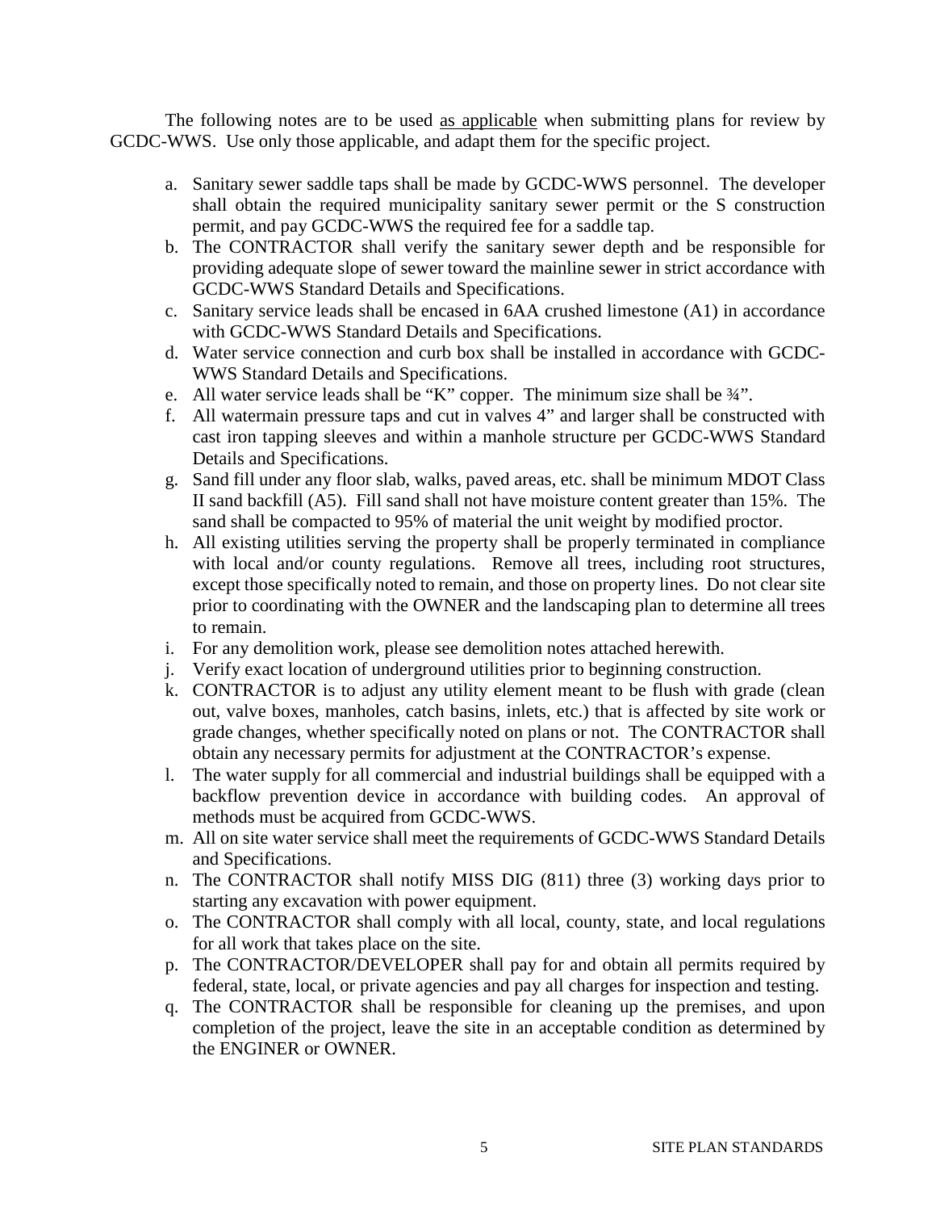The following notes are to be used <u>as applicable</u> when submitting plans for review by GCDC-WWS. Use only those applicable, and adapt them for the specific project.

a. Sanitary sewer saddle taps shall be made by GCDC-WWS personnel. The developer shall obtain the required municipality sanitary sewer permit or the S construction permit, and pay GCDC-WWS the required fee for a saddle tap.
b. The CONTRACTOR shall verify the sanitary sewer depth and be responsible for providing adequate slope of sewer toward the mainline sewer in strict accordance with GCDC-WWS Standard Details and Specifications.
c. Sanitary service leads shall be encased in 6AA crushed limestone (A1) in accordance with GCDC-WWS Standard Details and Specifications.
d. Water service connection and curb box shall be installed in accordance with GCDC-WWS Standard Details and Specifications.
e. All water service leads shall be "K" copper. The minimum size shall be ¾".
f. All watermain pressure taps and cut in valves 4" and larger shall be constructed with cast iron tapping sleeves and within a manhole structure per GCDC-WWS Standard Details and Specifications.
g. Sand fill under any floor slab, walks, paved areas, etc. shall be minimum MDOT Class II sand backfill (A5). Fill sand shall not have moisture content greater than 15%. The sand shall be compacted to 95% of material the unit weight by modified proctor.
h. All existing utilities serving the property shall be properly terminated in compliance with local and/or county regulations. Remove all trees, including root structures, except those specifically noted to remain, and those on property lines. Do not clear site prior to coordinating with the OWNER and the landscaping plan to determine all trees to remain.
i. For any demolition work, please see demolition notes attached herewith.
j. Verify exact location of underground utilities prior to beginning construction.
k. CONTRACTOR is to adjust any utility element meant to be flush with grade (clean out, valve boxes, manholes, catch basins, inlets, etc.) that is affected by site work or grade changes, whether specifically noted on plans or not. The CONTRACTOR shall obtain any necessary permits for adjustment at the CONTRACTOR's expense.
l. The water supply for all commercial and industrial buildings shall be equipped with a backflow prevention device in accordance with building codes. An approval of methods must be acquired from GCDC-WWS.
m. All on site water service shall meet the requirements of GCDC-WWS Standard Details and Specifications.
n. The CONTRACTOR shall notify MISS DIG (811) three (3) working days prior to starting any excavation with power equipment.
o. The CONTRACTOR shall comply with all local, county, state, and local regulations for all work that takes place on the site.
p. The CONTRACTOR/DEVELOPER shall pay for and obtain all permits required by federal, state, local, or private agencies and pay all charges for inspection and testing.
q. The CONTRACTOR shall be responsible for cleaning up the premises, and upon completion of the project, leave the site in an acceptable condition as determined by the ENGINER or OWNER.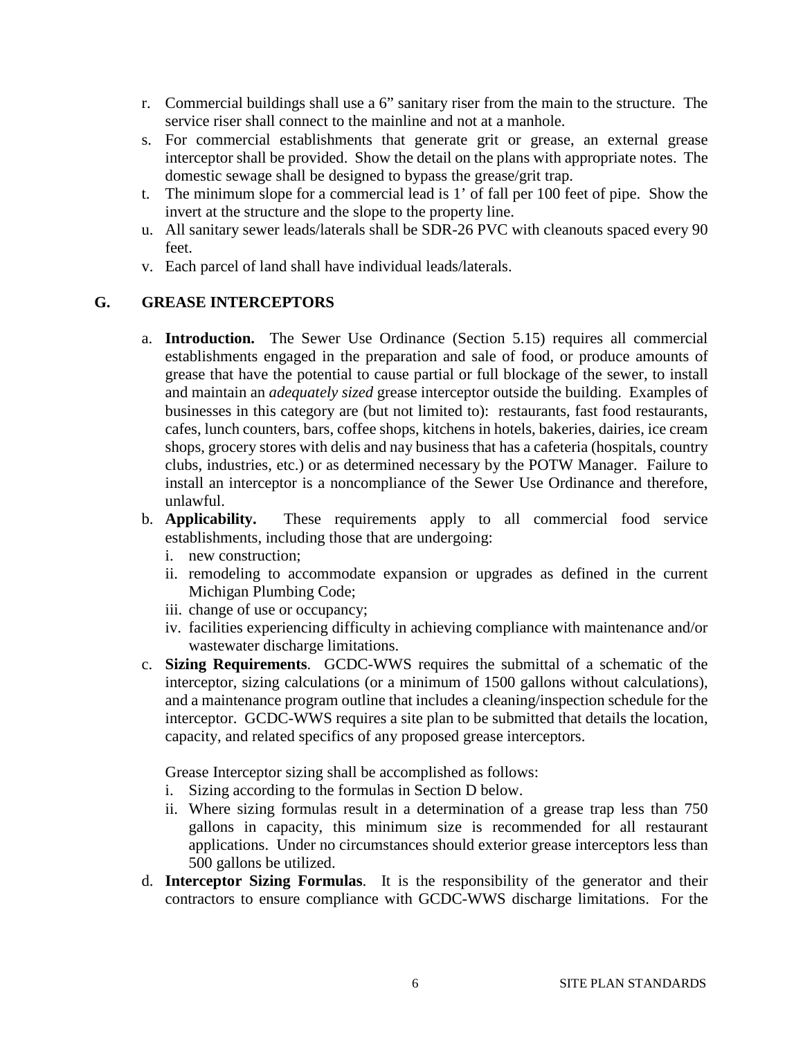r. Commercial buildings shall use a 6” sanitary riser from the main to the structure. The service riser shall connect to the mainline and not at a manhole.
s. For commercial establishments that generate grit or grease, an external grease interceptor shall be provided. Show the detail on the plans with appropriate notes. The domestic sewage shall be designed to bypass the grease/grit trap.
t. The minimum slope for a commercial lead is 1’ of fall per 100 feet of pipe. Show the invert at the structure and the slope to the property line.
u. All sanitary sewer leads/laterals shall be SDR-26 PVC with cleanouts spaced every 90 feet.
v. Each parcel of land shall have individual leads/laterals.

## G. GREASE INTERCEPTORS

a. **Introduction.** The Sewer Use Ordinance (Section 5.15) requires all commercial establishments engaged in the preparation and sale of food, or produce amounts of grease that have the potential to cause partial or full blockage of the sewer, to install and maintain an *adequately sized* grease interceptor outside the building. Examples of businesses in this category are (but not limited to): restaurants, fast food restaurants, cafes, lunch counters, bars, coffee shops, kitchens in hotels, bakeries, dairies, ice cream shops, grocery stores with delis and nay business that has a cafeteria (hospitals, country clubs, industries, etc.) or as determined necessary by the POTW Manager. Failure to install an interceptor is a noncompliance of the Sewer Use Ordinance and therefore, unlawful.

b. **Applicability.** These requirements apply to all commercial food service establishments, including those that are undergoing:
   i. new construction;
   ii. remodeling to accommodate expansion or upgrades as defined in the current Michigan Plumbing Code;
   iii. change of use or occupancy;
   iv. facilities experiencing difficulty in achieving compliance with maintenance and/or wastewater discharge limitations.

c. **Sizing Requirements**. GCDC-WWS requires the submittal of a schematic of the interceptor, sizing calculations (or a minimum of 1500 gallons without calculations), and a maintenance program outline that includes a cleaning/inspection schedule for the interceptor. GCDC-WWS requires a site plan to be submitted that details the location, capacity, and related specifics of any proposed grease interceptors.

   Grease Interceptor sizing shall be accomplished as follows:
   i. Sizing according to the formulas in Section D below.
   ii. Where sizing formulas result in a determination of a grease trap less than 750 gallons in capacity, this minimum size is recommended for all restaurant applications. Under no circumstances should exterior grease interceptors less than 500 gallons be utilized.

d. **Interceptor Sizing Formulas**. It is the responsibility of the generator and their contractors to ensure compliance with GCDC-WWS discharge limitations. For the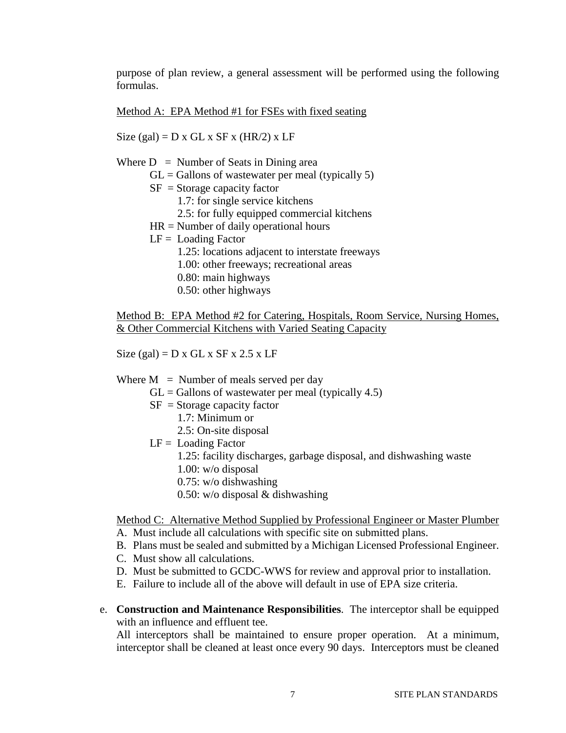purpose of plan review, a general assessment will be performed using the following formulas.

<u>Method A: EPA Method #1 for FSEs with fixed seating</u>

Size (gal) = D x GL x SF x (HR/2) x LF

Where D = Number of Seats in Dining area
- GL = Gallons of wastewater per meal (typically 5)
- SF = Storage capacity factor
  - 1.7: for single service kitchens
  - 2.5: for fully equipped commercial kitchens
- HR = Number of daily operational hours
- LF = Loading Factor
  - 1.25: locations adjacent to interstate freeways
  - 1.00: other freeways; recreational areas
  - 0.80: main highways
  - 0.50: other highways

<u>Method B: EPA Method #2 for Catering, Hospitals, Room Service, Nursing Homes, & Other Commercial Kitchens with Varied Seating Capacity</u>

Size (gal) = D x GL x SF x 2.5 x LF

Where M = Number of meals served per day
- GL = Gallons of wastewater per meal (typically 4.5)
- SF = Storage capacity factor
  - 1.7: Minimum or
  - 2.5: On-site disposal
- LF = Loading Factor
  - 1.25: facility discharges, garbage disposal, and dishwashing waste
  - 1.00: w/o disposal
  - 0.75: w/o dishwashing
  - 0.50: w/o disposal & dishwashing

<u>Method C: Alternative Method Supplied by Professional Engineer or Master Plumber</u>

A. Must include all calculations with specific site on submitted plans.
B. Plans must be sealed and submitted by a Michigan Licensed Professional Engineer.
C. Must show all calculations.
D. Must be submitted to GCDC-WWS for review and approval prior to installation.
E. Failure to include all of the above will default in use of EPA size criteria.

e. **Construction and Maintenance Responsibilities**. The interceptor shall be equipped with an influence and effluent tee.
All interceptors shall be maintained to ensure proper operation. At a minimum, interceptor shall be cleaned at least once every 90 days. Interceptors must be cleaned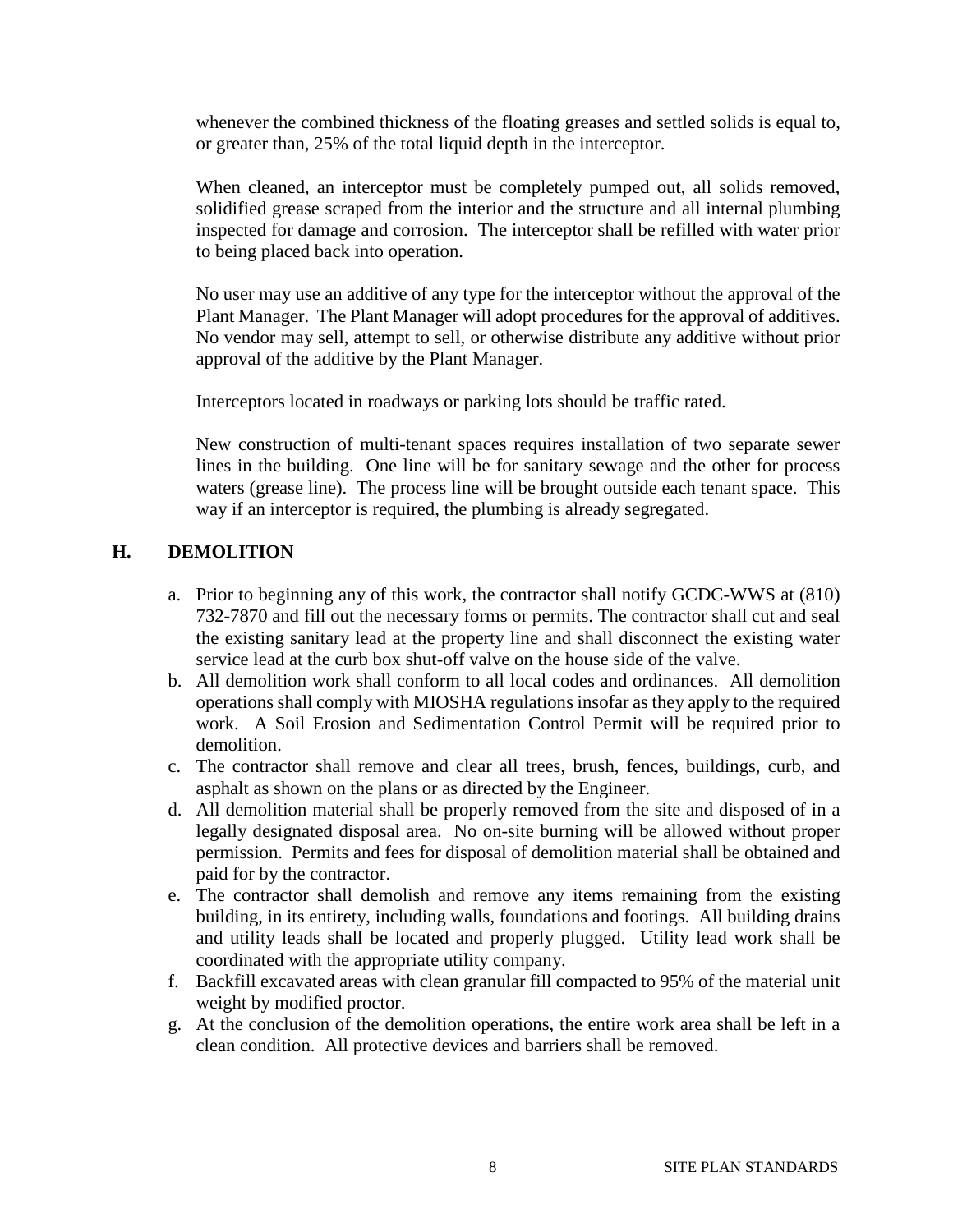whenever the combined thickness of the floating greases and settled solids is equal to, or greater than, 25% of the total liquid depth in the interceptor.

When cleaned, an interceptor must be completely pumped out, all solids removed, solidified grease scraped from the interior and the structure and all internal plumbing inspected for damage and corrosion. The interceptor shall be refilled with water prior to being placed back into operation.

No user may use an additive of any type for the interceptor without the approval of the Plant Manager. The Plant Manager will adopt procedures for the approval of additives. No vendor may sell, attempt to sell, or otherwise distribute any additive without prior approval of the additive by the Plant Manager.

Interceptors located in roadways or parking lots should be traffic rated.

New construction of multi-tenant spaces requires installation of two separate sewer lines in the building. One line will be for sanitary sewage and the other for process waters (grease line). The process line will be brought outside each tenant space. This way if an interceptor is required, the plumbing is already segregated.

## H. DEMOLITION

a. Prior to beginning any of this work, the contractor shall notify GCDC-WWS at (810) 732-7870 and fill out the necessary forms or permits. The contractor shall cut and seal the existing sanitary lead at the property line and shall disconnect the existing water service lead at the curb box shut-off valve on the house side of the valve.
b. All demolition work shall conform to all local codes and ordinances. All demolition operations shall comply with MIOSHA regulations insofar as they apply to the required work. A Soil Erosion and Sedimentation Control Permit will be required prior to demolition.
c. The contractor shall remove and clear all trees, brush, fences, buildings, curb, and asphalt as shown on the plans or as directed by the Engineer.
d. All demolition material shall be properly removed from the site and disposed of in a legally designated disposal area. No on-site burning will be allowed without proper permission. Permits and fees for disposal of demolition material shall be obtained and paid for by the contractor.
e. The contractor shall demolish and remove any items remaining from the existing building, in its entirety, including walls, foundations and footings. All building drains and utility leads shall be located and properly plugged. Utility lead work shall be coordinated with the appropriate utility company.
f. Backfill excavated areas with clean granular fill compacted to 95% of the material unit weight by modified proctor.
g. At the conclusion of the demolition operations, the entire work area shall be left in a clean condition. All protective devices and barriers shall be removed.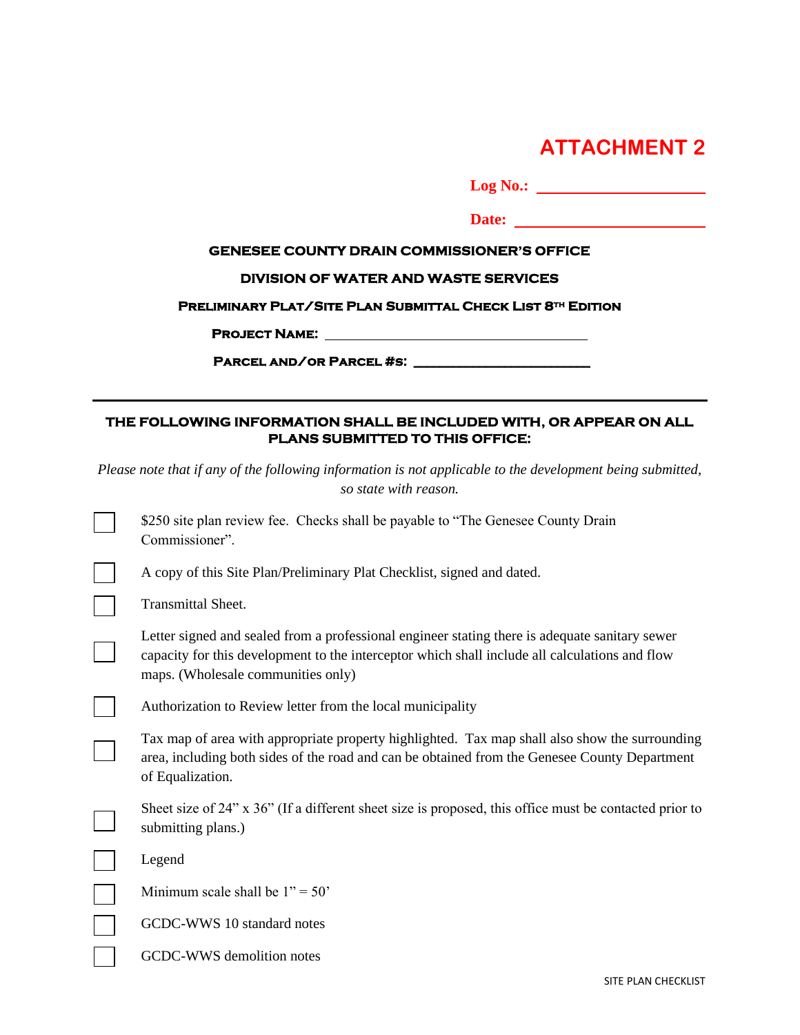# ATTACHMENT 2

**Log No.:** ____________________

**Date:** ____________________

**GENESEE COUNTY DRAIN COMMISSIONER'S OFFICE**

**DIVISION OF WATER AND WASTE SERVICES**

**PRELIMINARY PLAT/SITE PLAN SUBMITTAL CHECK LIST 8TH EDITION**

**PROJECT NAME:** ________________________________

**PARCEL AND/OR PARCEL #S:** ____________________

---

**THE FOLLOWING INFORMATION SHALL BE INCLUDED WITH, OR APPEAR ON ALL PLANS SUBMITTED TO THIS OFFICE:**

*Please note that if any of the following information is not applicable to the development being submitted, so state with reason.*

- ☐ $250 site plan review fee. Checks shall be payable to "The Genesee County Drain Commissioner".
- ☐ A copy of this Site Plan/Preliminary Plat Checklist, signed and dated.
- ☐ Transmittal Sheet.
- ☐ Letter signed and sealed from a professional engineer stating there is adequate sanitary sewer capacity for this development to the interceptor which shall include all calculations and flow maps. (Wholesale communities only)
- ☐ Authorization to Review letter from the local municipality
- ☐ Tax map of area with appropriate property highlighted. Tax map shall also show the surrounding area, including both sides of the road and can be obtained from the Genesee County Department of Equalization.
- ☐ Sheet size of 24" x 36" (If a different sheet size is proposed, this office must be contacted prior to submitting plans.)
- ☐ Legend
- ☐ Minimum scale shall be 1" = 50'
- ☐ GCDC-WWS 10 standard notes
- ☐ GCDC-WWS demolition notes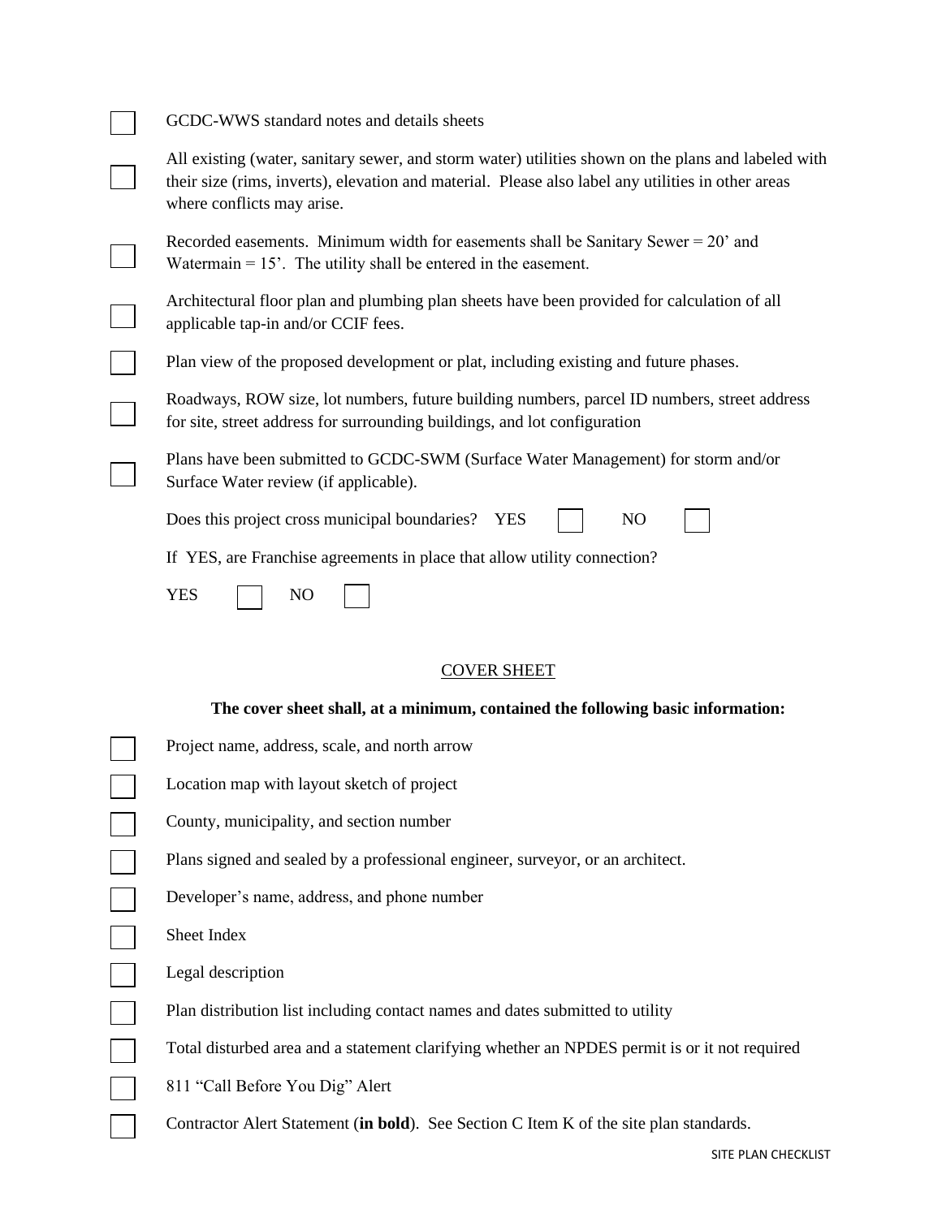- [ ] GCDC-WWS standard notes and details sheets
- [ ] All existing (water, sanitary sewer, and storm water) utilities shown on the plans and labeled with their size (rims, inverts), elevation and material. Please also label any utilities in other areas where conflicts may arise.
- [ ] Recorded easements. Minimum width for easements shall be Sanitary Sewer = 20' and Watermain = 15'. The utility shall be entered in the easement.
- [ ] Architectural floor plan and plumbing plan sheets have been provided for calculation of all applicable tap-in and/or CCIF fees.
- [ ] Plan view of the proposed development or plat, including existing and future phases.
- [ ] Roadways, ROW size, lot numbers, future building numbers, parcel ID numbers, street address for site, street address for surrounding buildings, and lot configuration
- [ ] Plans have been submitted to GCDC-SWM (Surface Water Management) for storm and/or Surface Water review (if applicable).

Does this project cross municipal boundaries? YES ☐ NO ☐

If YES, are Franchise agreements in place that allow utility connection?

YES ☐ NO ☐

## COVER SHEET

**The cover sheet shall, at a minimum, contained the following basic information:**

- [ ] Project name, address, scale, and north arrow
- [ ] Location map with layout sketch of project
- [ ] County, municipality, and section number
- [ ] Plans signed and sealed by a professional engineer, surveyor, or an architect.
- [ ] Developer's name, address, and phone number
- [ ] Sheet Index
- [ ] Legal description
- [ ] Plan distribution list including contact names and dates submitted to utility
- [ ] Total disturbed area and a statement clarifying whether an NPDES permit is or it not required
- [ ] 811 "Call Before You Dig" Alert
- [ ] Contractor Alert Statement (**in bold**). See Section C Item K of the site plan standards.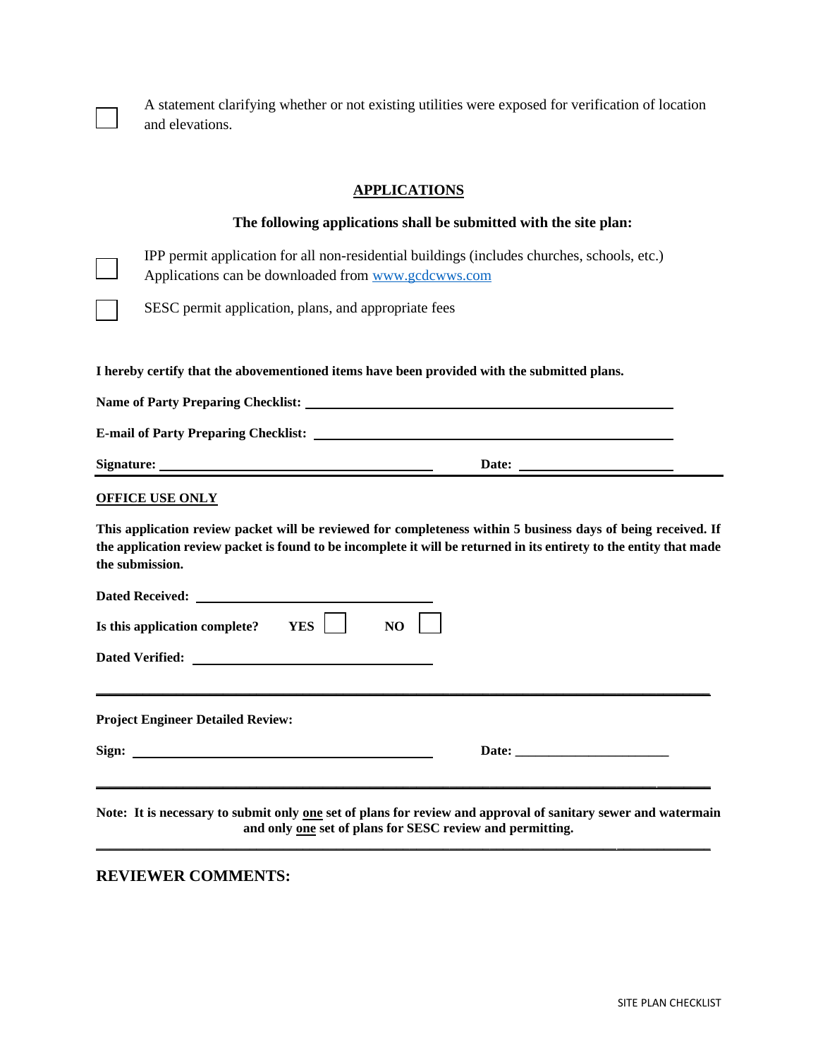- [ ] A statement clarifying whether or not existing utilities were exposed for verification of location and elevations.

## APPLICATIONS

**The following applications shall be submitted with the site plan:**

- [ ] IPP permit application for all non-residential buildings (includes churches, schools, etc.) Applications can be downloaded from www.gcdcwws.com
- [ ] SESC permit application, plans, and appropriate fees

**I hereby certify that the abovementioned items have been provided with the submitted plans.**

**Name of Party Preparing Checklist:** \_\_\_\_\_\_\_\_\_\_\_\_\_\_\_\_\_\_\_\_\_\_\_\_\_\_\_\_\_\_\_\_\_\_\_\_

**E-mail of Party Preparing Checklist:** \_\_\_\_\_\_\_\_\_\_\_\_\_\_\_\_\_\_\_\_\_\_\_\_\_\_\_\_\_\_\_\_\_\_\_\_

**Signature:** \_\_\_\_\_\_\_\_\_\_\_\_\_\_\_\_\_\_\_\_\_\_\_\_\_\_\_\_ **Date:** \_\_\_\_\_\_\_\_\_\_\_\_\_\_\_\_

**OFFICE USE ONLY**

**This application review packet will be reviewed for completeness within 5 business days of being received. If the application review packet is found to be incomplete it will be returned in its entirety to the entity that made the submission.**

**Dated Received:** \_\_\_\_\_\_\_\_\_\_\_\_\_\_\_\_\_\_\_\_\_\_\_\_

**Is this application complete?** **YES** ☐ **NO** ☐

**Dated Verified:** \_\_\_\_\_\_\_\_\_\_\_\_\_\_\_\_\_\_\_\_\_\_\_\_

---

**Project Engineer Detailed Review:**

**Sign:** \_\_\_\_\_\_\_\_\_\_\_\_\_\_\_\_\_\_\_\_\_\_\_\_\_\_\_\_ **Date:** \_\_\_\_\_\_\_\_\_\_\_\_\_\_\_\_

---

**Note: It is necessary to submit only <u>one</u> set of plans for review and approval of sanitary sewer and watermain and only <u>one</u> set of plans for SESC review and permitting.**

---

## REVIEWER COMMENTS: